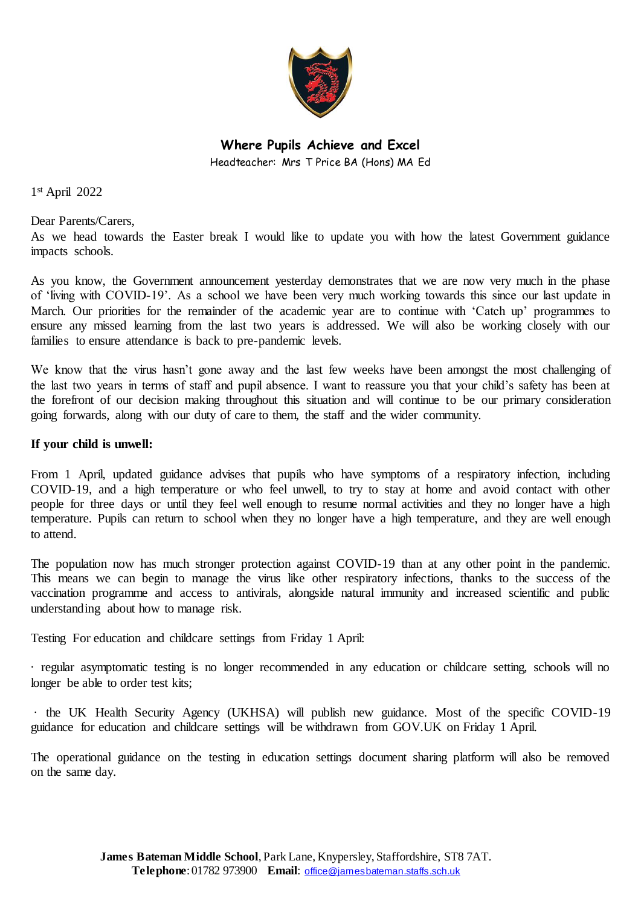**Where Pupils Achieve and Excel**

Headteacher: Mrs T Price BA (Hons) MA Ed

1st April 2022

Dear Parents/Carers,

As we head towards the Easter break I would like to update you with how the latest Government guidance impacts schools.

As you know, the Government announcement yesterday demonstrates that we are now very much in the phase of 'living with COVID-19'. As a school we have been very much working towards this since our last update in March. Our priorities for the remainder of the academic year are to continue with 'Catch up' programmes to ensure any missed learning from the last two years is addressed. We will also be working closely with our families to ensure attendance is back to pre-pandemic levels.

We know that the virus hasn't gone away and the last few weeks have been amongst the most challenging of the last two years in terms of staff and pupil absence. I want to reassure you that your child's safety has been at the forefront of our decision making throughout this situation and will continue to be our primary consideration going forwards, along with our duty of care to them, the staff and the wider community.

**If your child is unwell:**

From 1 April, updated guidance advises that pupils who have symptoms of a respiratory infection, including COVID-19, and a high temperature or who feel unwell, to try to stay at home and avoid contact with other people for three days or until they feel well enough to resume normal activities and they no longer have a high temperature. Pupils can return to school when they no longer have a high temperature, and they are well enough to attend.

The population now has much stronger protection against COVID-19 than at any other point in the pandemic. This means we can begin to manage the virus like other respiratory infections, thanks to the success of the vaccination programme and access to antivirals, alongside natural immunity and increased scientific and public understanding about how to manage risk.

Testing For education and childcare settings from Friday 1 April:

· regular asymptomatic testing is no longer recommended in any education or childcare setting, schools will no longer be able to order test kits;

· the UK Health Security Agency (UKHSA) will publish new guidance. Most of the specific COVID-19 guidance for education and childcare settings will be withdrawn from GOV.UK on Friday 1 April.

The operational guidance on the testing in education settings document sharing platform will also be removed on the same day.

**James Bateman Middle School**, Park Lane, Knypersley, Staffordshire, ST8 7AT.
**Telephone**: 01782 973900 **Email**: office@jamesbateman.staffs.sch.uk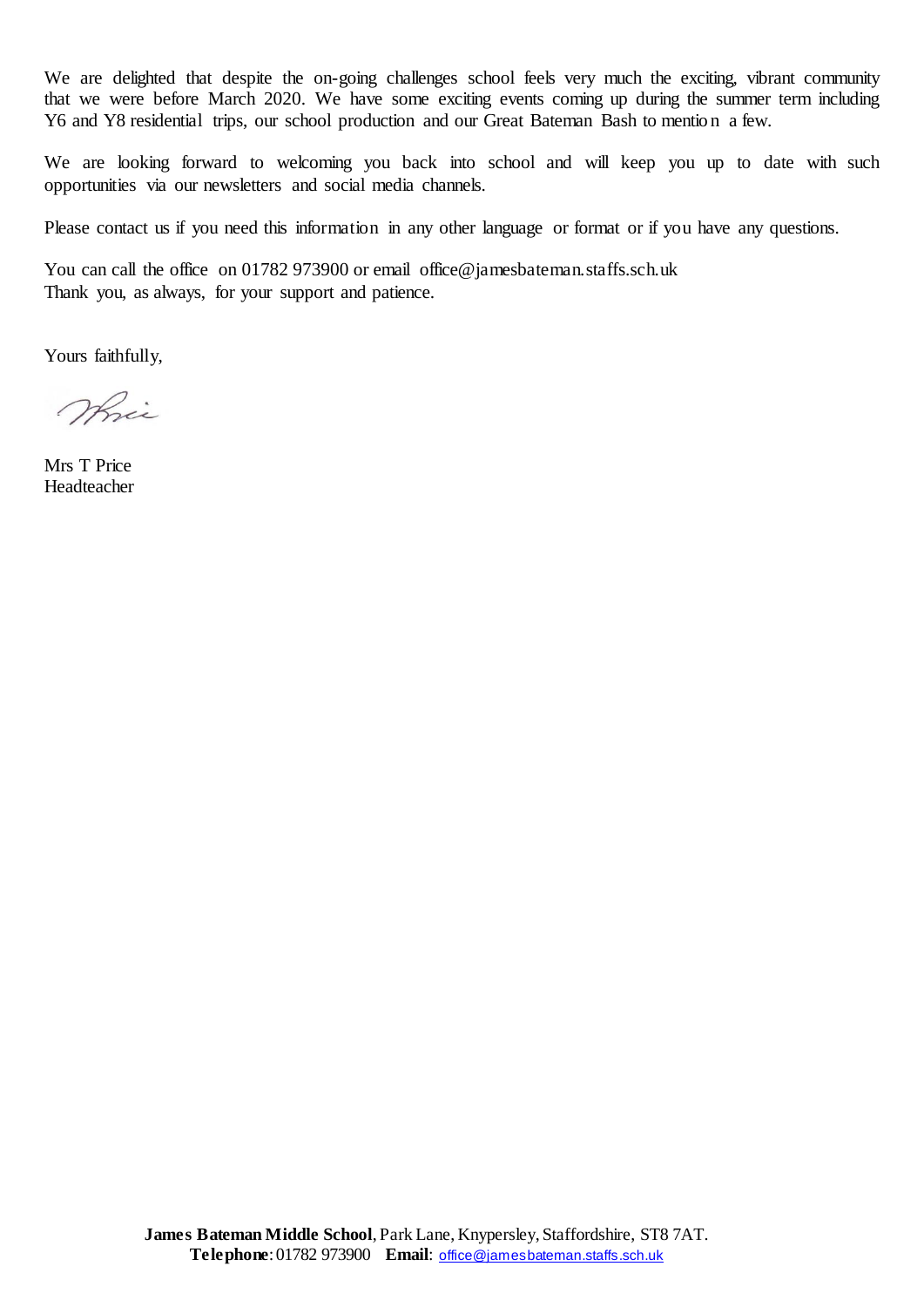We are delighted that despite the on-going challenges school feels very much the exciting, vibrant community that we were before March 2020. We have some exciting events coming up during the summer term including Y6 and Y8 residential trips, our school production and our Great Bateman Bash to mention a few.

We are looking forward to welcoming you back into school and will keep you up to date with such opportunities via our newsletters and social media channels.

Please contact us if you need this information in any other language or format or if you have any questions.

You can call the office on 01782 973900 or email office@jamesbateman.staffs.sch.uk
Thank you, as always, for your support and patience.

Yours faithfully,

Mrs T Price
Headteacher

**James Bateman Middle School**, Park Lane, Knypersley, Staffordshire, ST8 7AT.
**Telephone**: 01782 973900 **Email**: office@jamesbateman.staffs.sch.uk